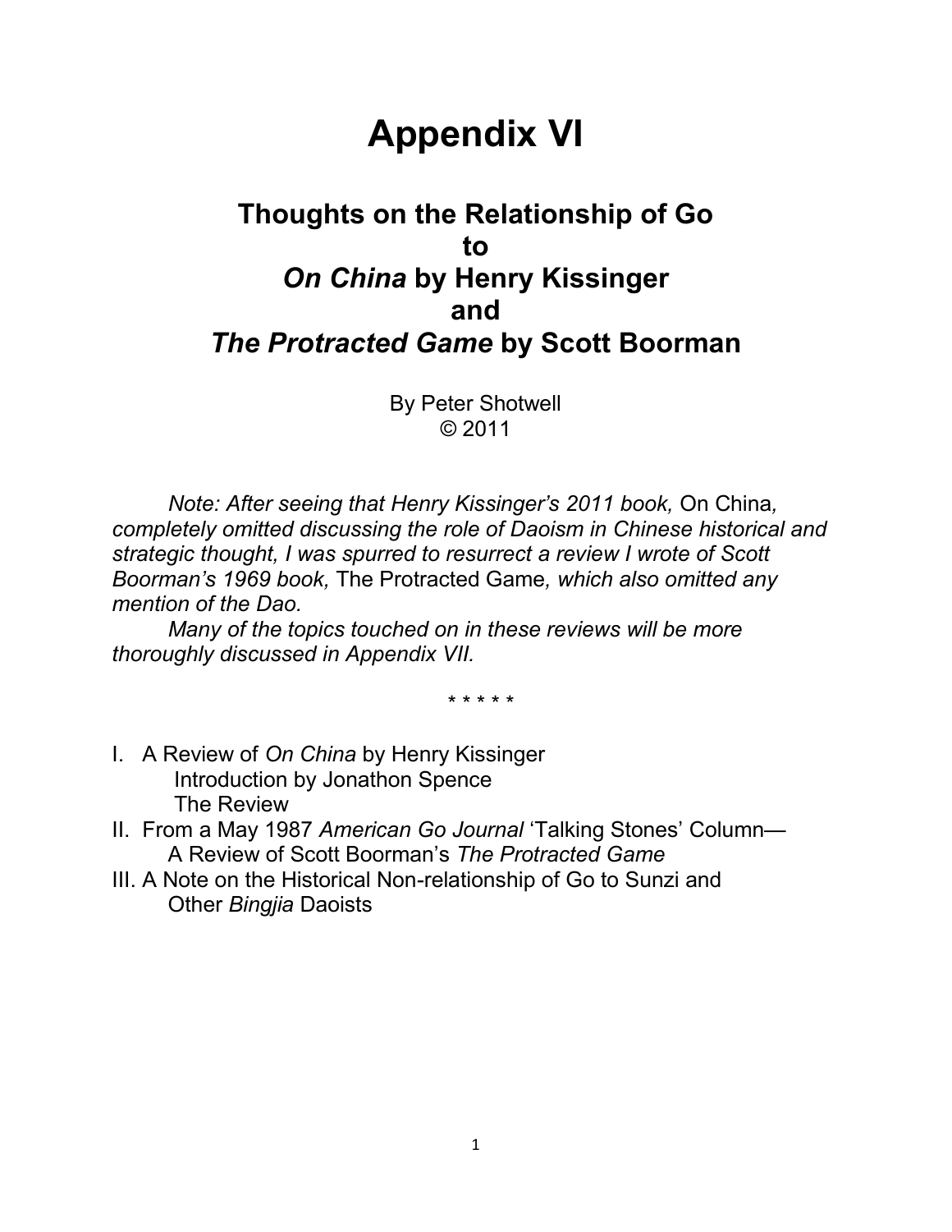# Appendix VI

## Thoughts on the Relationship of Go to *On China* by Henry Kissinger and *The Protracted Game* by Scott Boorman

By Peter Shotwell
© 2011

*Note: After seeing that Henry Kissinger's 2011 book,* On China*, completely omitted discussing the role of Daoism in Chinese historical and strategic thought, I was spurred to resurrect a review I wrote of Scott Boorman's 1969 book,* The Protracted Game*, which also omitted any mention of the Dao.*

*Many of the topics touched on in these reviews will be more thoroughly discussed in Appendix VII.*

\* \* \* \* \*

I. A Review of *On China* by Henry Kissinger
   Introduction by Jonathon Spence
   The Review
II. From a May 1987 *American Go Journal* 'Talking Stones' Column—
   A Review of Scott Boorman's *The Protracted Game*
III. A Note on the Historical Non-relationship of Go to Sunzi and
   Other *Bingjia* Daoists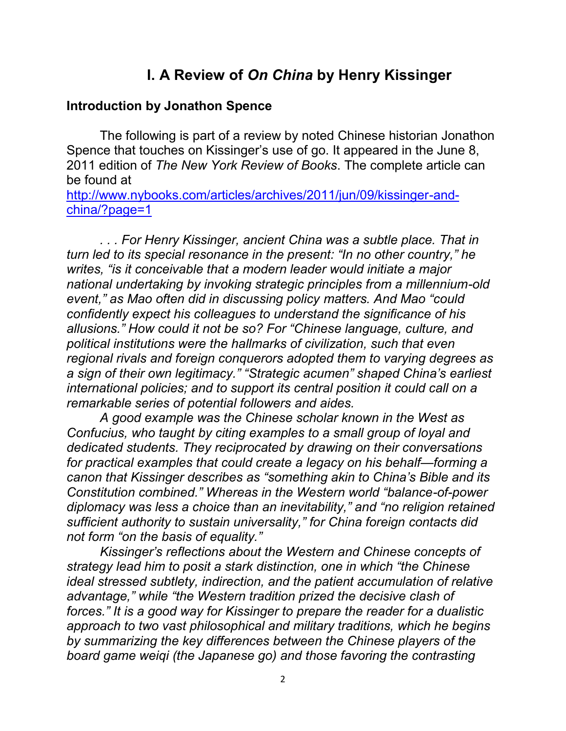# I. A Review of *On China* by Henry Kissinger

## Introduction by Jonathon Spence

The following is part of a review by noted Chinese historian Jonathon Spence that touches on Kissinger's use of go. It appeared in the June 8, 2011 edition of *The New York Review of Books*. The complete article can be found at [http://www.nybooks.com/articles/archives/2011/jun/09/kissinger-and-china/?page=1](http://www.nybooks.com/articles/archives/2011/jun/09/kissinger-and-china/?page=1)

*. . . For Henry Kissinger, ancient China was a subtle place. That in turn led to its special resonance in the present: "In no other country," he writes, "is it conceivable that a modern leader would initiate a major national undertaking by invoking strategic principles from a millennium-old event," as Mao often did in discussing policy matters. And Mao "could confidently expect his colleagues to understand the significance of his allusions." How could it not be so? For "Chinese language, culture, and political institutions were the hallmarks of civilization, such that even regional rivals and foreign conquerors adopted them to varying degrees as a sign of their own legitimacy." "Strategic acumen" shaped China's earliest international policies; and to support its central position it could call on a remarkable series of potential followers and aides.*

*A good example was the Chinese scholar known in the West as Confucius, who taught by citing examples to a small group of loyal and dedicated students. They reciprocated by drawing on their conversations for practical examples that could create a legacy on his behalf—forming a canon that Kissinger describes as "something akin to China's Bible and its Constitution combined." Whereas in the Western world "balance-of-power diplomacy was less a choice than an inevitability," and "no religion retained sufficient authority to sustain universality," for China foreign contacts did not form "on the basis of equality."*

*Kissinger's reflections about the Western and Chinese concepts of strategy lead him to posit a stark distinction, one in which "the Chinese ideal stressed subtlety, indirection, and the patient accumulation of relative advantage," while "the Western tradition prized the decisive clash of forces." It is a good way for Kissinger to prepare the reader for a dualistic approach to two vast philosophical and military traditions, which he begins by summarizing the key differences between the Chinese players of the board game weiqi (the Japanese go) and those favoring the contrasting*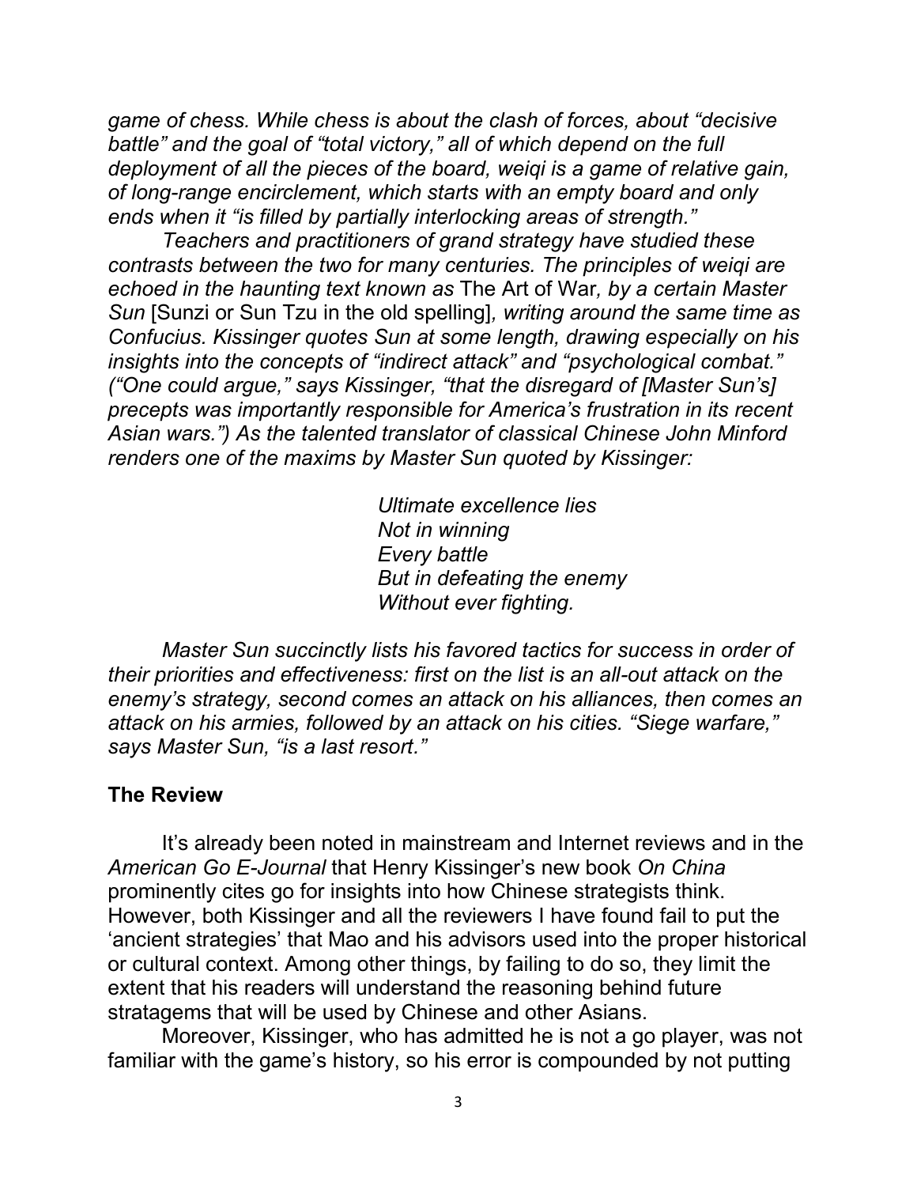*game of chess. While chess is about the clash of forces, about "decisive battle" and the goal of "total victory," all of which depend on the full deployment of all the pieces of the board, weiqi is a game of relative gain, of long-range encirclement, which starts with an empty board and only ends when it "is filled by partially interlocking areas of strength."*

*Teachers and practitioners of grand strategy have studied these contrasts between the two for many centuries. The principles of weiqi are echoed in the haunting text known as* The Art of War*, by a certain Master Sun* [Sunzi or Sun Tzu in the old spelling]*, writing around the same time as Confucius. Kissinger quotes Sun at some length, drawing especially on his insights into the concepts of "indirect attack" and "psychological combat." ("One could argue," says Kissinger, "that the disregard of [Master Sun's] precepts was importantly responsible for America's frustration in its recent Asian wars.") As the talented translator of classical Chinese John Minford renders one of the maxims by Master Sun quoted by Kissinger:*

> *Ultimate excellence lies*
> *Not in winning*
> *Every battle*
> *But in defeating the enemy*
> *Without ever fighting.*

*Master Sun succinctly lists his favored tactics for success in order of their priorities and effectiveness: first on the list is an all-out attack on the enemy's strategy, second comes an attack on his alliances, then comes an attack on his armies, followed by an attack on his cities. "Siege warfare," says Master Sun, "is a last resort."*

## The Review

It's already been noted in mainstream and Internet reviews and in the *American Go E-Journal* that Henry Kissinger's new book *On China* prominently cites go for insights into how Chinese strategists think. However, both Kissinger and all the reviewers I have found fail to put the 'ancient strategies' that Mao and his advisors used into the proper historical or cultural context. Among other things, by failing to do so, they limit the extent that his readers will understand the reasoning behind future stratagems that will be used by Chinese and other Asians.

Moreover, Kissinger, who has admitted he is not a go player, was not familiar with the game's history, so his error is compounded by not putting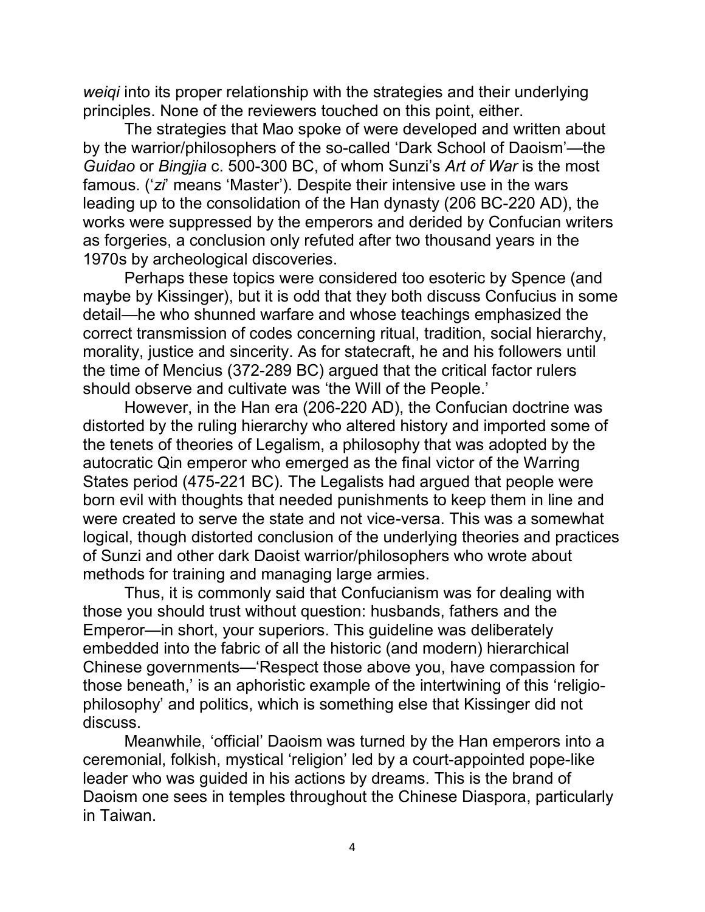*weiqi* into its proper relationship with the strategies and their underlying principles. None of the reviewers touched on this point, either.

The strategies that Mao spoke of were developed and written about by the warrior/philosophers of the so-called 'Dark School of Daoism'—the *Guidao* or *Bingjia* c. 500-300 BC, of whom Sunzi's *Art of War* is the most famous. ('*zi*' means 'Master'). Despite their intensive use in the wars leading up to the consolidation of the Han dynasty (206 BC-220 AD), the works were suppressed by the emperors and derided by Confucian writers as forgeries, a conclusion only refuted after two thousand years in the 1970s by archeological discoveries.

Perhaps these topics were considered too esoteric by Spence (and maybe by Kissinger), but it is odd that they both discuss Confucius in some detail—he who shunned warfare and whose teachings emphasized the correct transmission of codes concerning ritual, tradition, social hierarchy, morality, justice and sincerity. As for statecraft, he and his followers until the time of Mencius (372-289 BC) argued that the critical factor rulers should observe and cultivate was 'the Will of the People.'

However, in the Han era (206-220 AD), the Confucian doctrine was distorted by the ruling hierarchy who altered history and imported some of the tenets of theories of Legalism, a philosophy that was adopted by the autocratic Qin emperor who emerged as the final victor of the Warring States period (475-221 BC). The Legalists had argued that people were born evil with thoughts that needed punishments to keep them in line and were created to serve the state and not vice-versa. This was a somewhat logical, though distorted conclusion of the underlying theories and practices of Sunzi and other dark Daoist warrior/philosophers who wrote about methods for training and managing large armies.

Thus, it is commonly said that Confucianism was for dealing with those you should trust without question: husbands, fathers and the Emperor—in short, your superiors. This guideline was deliberately embedded into the fabric of all the historic (and modern) hierarchical Chinese governments—'Respect those above you, have compassion for those beneath,' is an aphoristic example of the intertwining of this 'religio-philosophy' and politics, which is something else that Kissinger did not discuss.

Meanwhile, 'official' Daoism was turned by the Han emperors into a ceremonial, folkish, mystical 'religion' led by a court-appointed pope-like leader who was guided in his actions by dreams. This is the brand of Daoism one sees in temples throughout the Chinese Diaspora, particularly in Taiwan.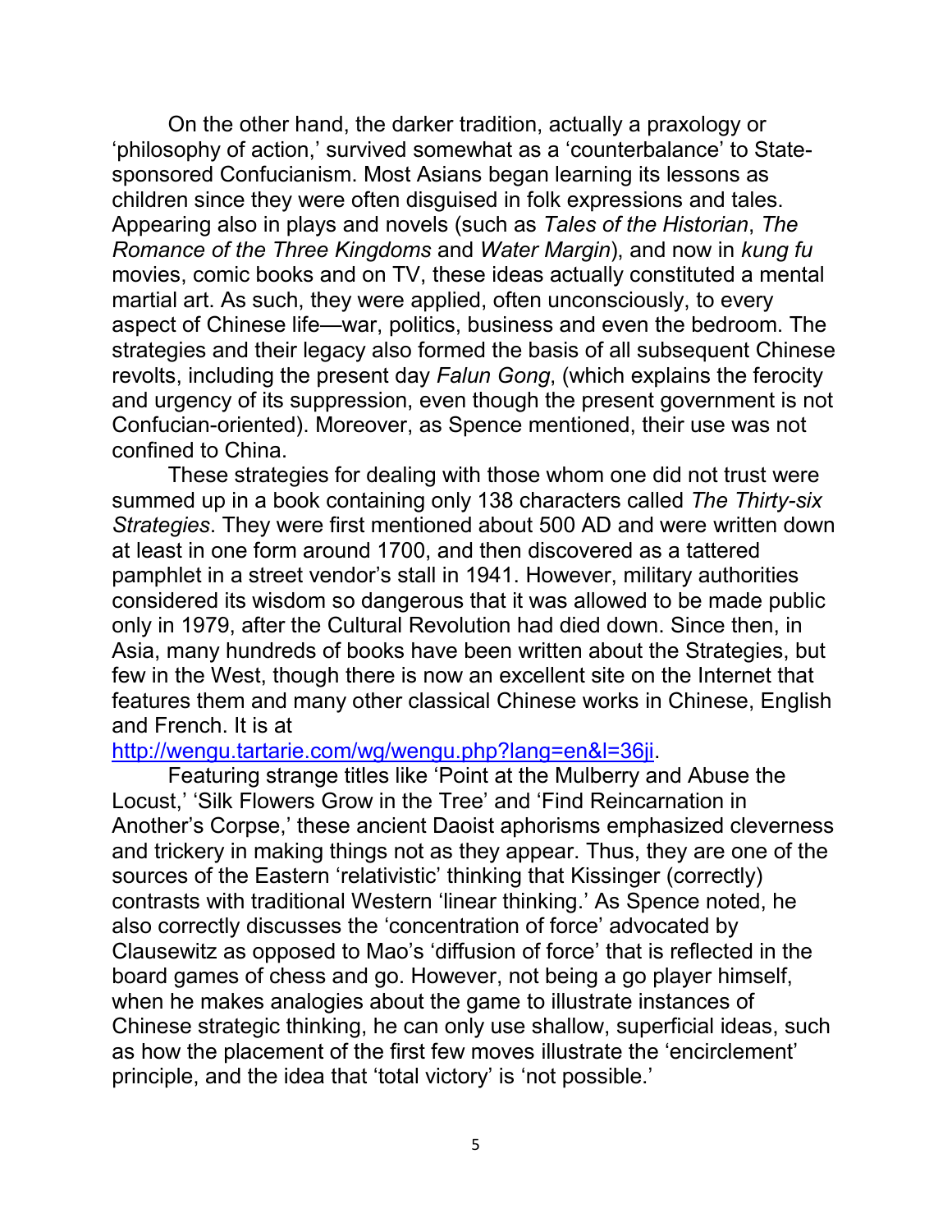On the other hand, the darker tradition, actually a praxology or 'philosophy of action,' survived somewhat as a 'counterbalance' to State-sponsored Confucianism. Most Asians began learning its lessons as children since they were often disguised in folk expressions and tales. Appearing also in plays and novels (such as *Tales of the Historian*, *The Romance of the Three Kingdoms* and *Water Margin*), and now in *kung fu* movies, comic books and on TV, these ideas actually constituted a mental martial art. As such, they were applied, often unconsciously, to every aspect of Chinese life—war, politics, business and even the bedroom. The strategies and their legacy also formed the basis of all subsequent Chinese revolts, including the present day *Falun Gong*, (which explains the ferocity and urgency of its suppression, even though the present government is not Confucian-oriented). Moreover, as Spence mentioned, their use was not confined to China.

These strategies for dealing with those whom one did not trust were summed up in a book containing only 138 characters called *The Thirty-six Strategies*. They were first mentioned about 500 AD and were written down at least in one form around 1700, and then discovered as a tattered pamphlet in a street vendor's stall in 1941. However, military authorities considered its wisdom so dangerous that it was allowed to be made public only in 1979, after the Cultural Revolution had died down. Since then, in Asia, many hundreds of books have been written about the Strategies, but few in the West, though there is now an excellent site on the Internet that features them and many other classical Chinese works in Chinese, English and French. It is at [http://wengu.tartarie.com/wg/wengu.php?lang=en&l=36ji](http://wengu.tartarie.com/wg/wengu.php?lang=en&l=36ji).

Featuring strange titles like 'Point at the Mulberry and Abuse the Locust,' 'Silk Flowers Grow in the Tree' and 'Find Reincarnation in Another's Corpse,' these ancient Daoist aphorisms emphasized cleverness and trickery in making things not as they appear. Thus, they are one of the sources of the Eastern 'relativistic' thinking that Kissinger (correctly) contrasts with traditional Western 'linear thinking.' As Spence noted, he also correctly discusses the 'concentration of force' advocated by Clausewitz as opposed to Mao's 'diffusion of force' that is reflected in the board games of chess and go. However, not being a go player himself, when he makes analogies about the game to illustrate instances of Chinese strategic thinking, he can only use shallow, superficial ideas, such as how the placement of the first few moves illustrate the 'encirclement' principle, and the idea that 'total victory' is 'not possible.'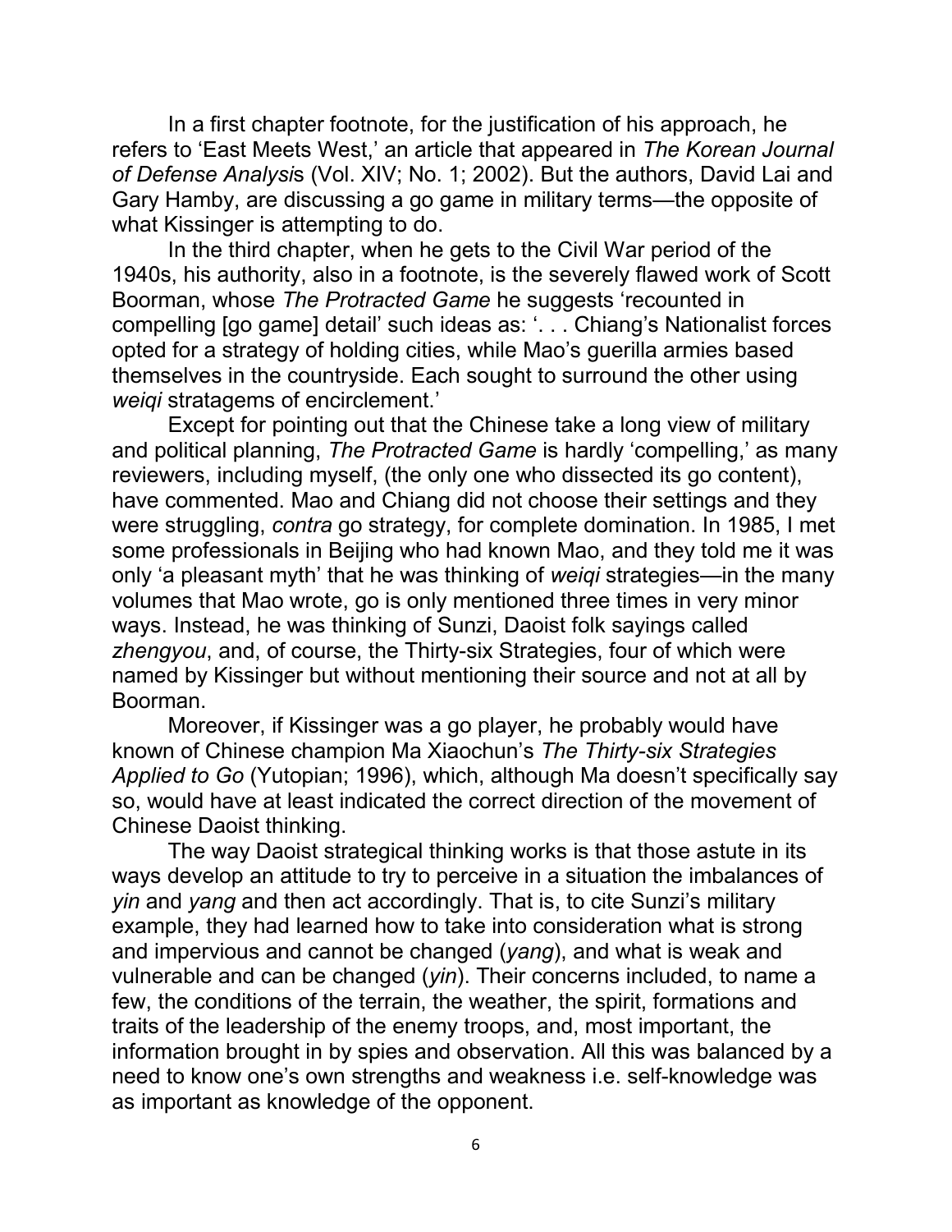In a first chapter footnote, for the justification of his approach, he refers to 'East Meets West,' an article that appeared in *The Korean Journal of Defense Analysis* (Vol. XIV; No. 1; 2002). But the authors, David Lai and Gary Hamby, are discussing a go game in military terms—the opposite of what Kissinger is attempting to do.

In the third chapter, when he gets to the Civil War period of the 1940s, his authority, also in a footnote, is the severely flawed work of Scott Boorman, whose *The Protracted Game* he suggests 'recounted in compelling [go game] detail' such ideas as: '. . . Chiang's Nationalist forces opted for a strategy of holding cities, while Mao's guerilla armies based themselves in the countryside. Each sought to surround the other using *weiqi* stratagems of encirclement.'

Except for pointing out that the Chinese take a long view of military and political planning, *The Protracted Game* is hardly 'compelling,' as many reviewers, including myself, (the only one who dissected its go content), have commented. Mao and Chiang did not choose their settings and they were struggling, *contra* go strategy, for complete domination. In 1985, I met some professionals in Beijing who had known Mao, and they told me it was only 'a pleasant myth' that he was thinking of *weiqi* strategies—in the many volumes that Mao wrote, go is only mentioned three times in very minor ways. Instead, he was thinking of Sunzi, Daoist folk sayings called *zhengyou*, and, of course, the Thirty-six Strategies, four of which were named by Kissinger but without mentioning their source and not at all by Boorman.

Moreover, if Kissinger was a go player, he probably would have known of Chinese champion Ma Xiaochun's *The Thirty-six Strategies Applied to Go* (Yutopian; 1996), which, although Ma doesn't specifically say so, would have at least indicated the correct direction of the movement of Chinese Daoist thinking.

The way Daoist strategical thinking works is that those astute in its ways develop an attitude to try to perceive in a situation the imbalances of *yin* and *yang* and then act accordingly. That is, to cite Sunzi's military example, they had learned how to take into consideration what is strong and impervious and cannot be changed (*yang*), and what is weak and vulnerable and can be changed (*yin*). Their concerns included, to name a few, the conditions of the terrain, the weather, the spirit, formations and traits of the leadership of the enemy troops, and, most important, the information brought in by spies and observation. All this was balanced by a need to know one's own strengths and weakness i.e. self-knowledge was as important as knowledge of the opponent.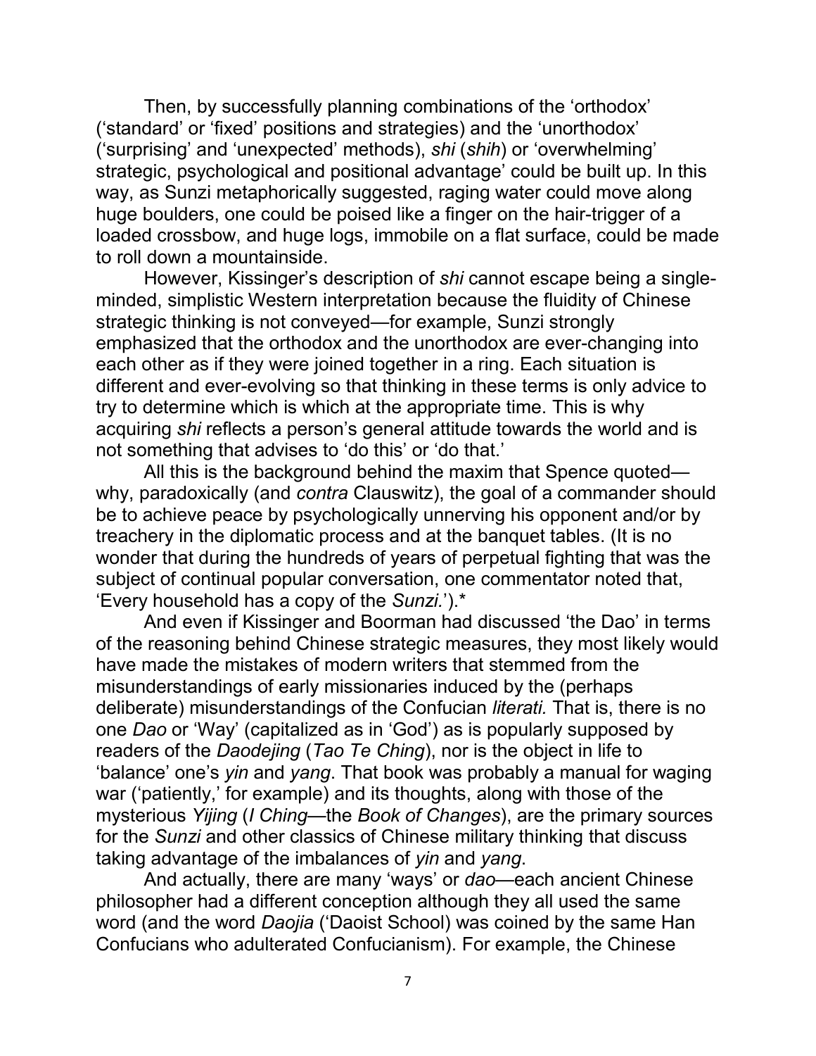Then, by successfully planning combinations of the 'orthodox' ('standard' or 'fixed' positions and strategies) and the 'unorthodox' ('surprising' and 'unexpected' methods), *shi* (*shih*) or 'overwhelming' strategic, psychological and positional advantage' could be built up. In this way, as Sunzi metaphorically suggested, raging water could move along huge boulders, one could be poised like a finger on the hair-trigger of a loaded crossbow, and huge logs, immobile on a flat surface, could be made to roll down a mountainside.

However, Kissinger's description of *shi* cannot escape being a single-minded, simplistic Western interpretation because the fluidity of Chinese strategic thinking is not conveyed—for example, Sunzi strongly emphasized that the orthodox and the unorthodox are ever-changing into each other as if they were joined together in a ring. Each situation is different and ever-evolving so that thinking in these terms is only advice to try to determine which is which at the appropriate time. This is why acquiring *shi* reflects a person's general attitude towards the world and is not something that advises to 'do this' or 'do that.'

All this is the background behind the maxim that Spence quoted—why, paradoxically (and *contra* Clauswitz), the goal of a commander should be to achieve peace by psychologically unnerving his opponent and/or by treachery in the diplomatic process and at the banquet tables. (It is no wonder that during the hundreds of years of perpetual fighting that was the subject of continual popular conversation, one commentator noted that, 'Every household has a copy of the *Sunzi.*').*

And even if Kissinger and Boorman had discussed 'the Dao' in terms of the reasoning behind Chinese strategic measures, they most likely would have made the mistakes of modern writers that stemmed from the misunderstandings of early missionaries induced by the (perhaps deliberate) misunderstandings of the Confucian *literati.* That is, there is no one *Dao* or 'Way' (capitalized as in 'God') as is popularly supposed by readers of the *Daodejing* (*Tao Te Ching*), nor is the object in life to 'balance' one's *yin* and *yang*. That book was probably a manual for waging war ('patiently,' for example) and its thoughts, along with those of the mysterious *Yijing* (*I Ching*—the *Book of Changes*), are the primary sources for the *Sunzi* and other classics of Chinese military thinking that discuss taking advantage of the imbalances of *yin* and *yang*.

And actually, there are many 'ways' or *dao*—each ancient Chinese philosopher had a different conception although they all used the same word (and the word *Daojia* ('Daoist School) was coined by the same Han Confucians who adulterated Confucianism). For example, the Chinese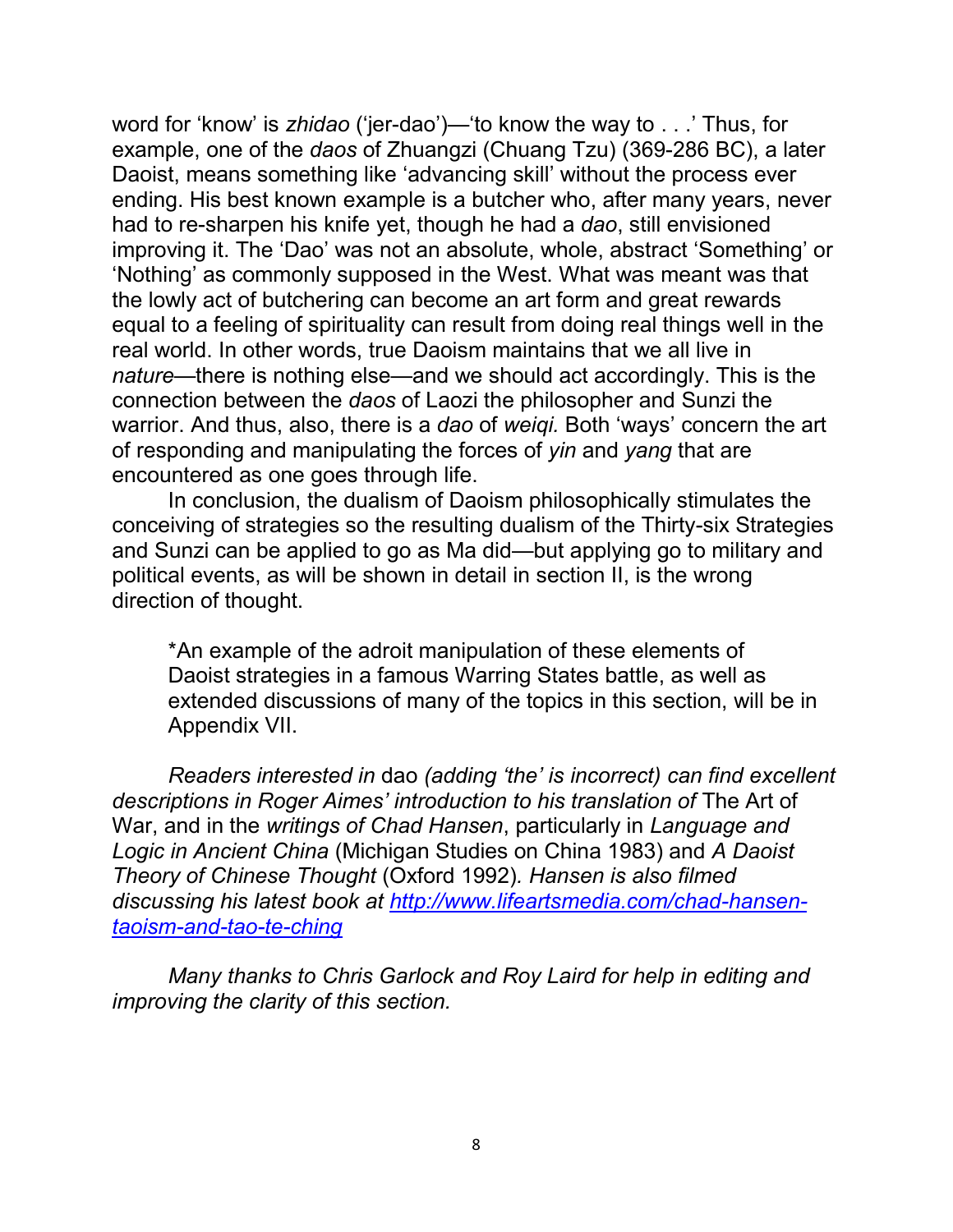word for ‘know’ is *zhidao* (‘jer-dao’)—‘to know the way to . . .’ Thus, for example, one of the *daos* of Zhuangzi (Chuang Tzu) (369-286 BC), a later Daoist, means something like ‘advancing skill’ without the process ever ending. His best known example is a butcher who, after many years, never had to re-sharpen his knife yet, though he had a *dao*, still envisioned improving it. The ‘Dao’ was not an absolute, whole, abstract ‘Something’ or ‘Nothing’ as commonly supposed in the West. What was meant was that the lowly act of butchering can become an art form and great rewards equal to a feeling of spirituality can result from doing real things well in the real world. In other words, true Daoism maintains that we all live in *nature*—there is nothing else—and we should act accordingly. This is the connection between the *daos* of Laozi the philosopher and Sunzi the warrior. And thus, also, there is a *dao* of *weiqi.* Both ‘ways’ concern the art of responding and manipulating the forces of *yin* and *yang* that are encountered as one goes through life.

In conclusion, the dualism of Daoism philosophically stimulates the conceiving of strategies so the resulting dualism of the Thirty-six Strategies and Sunzi can be applied to go as Ma did—but applying go to military and political events, as will be shown in detail in section II, is the wrong direction of thought.

> *An example of the adroit manipulation of these elements of Daoist strategies in a famous Warring States battle, as well as extended discussions of many of the topics in this section, will be in Appendix VII.

*Readers interested in* dao *(adding ‘the’ is incorrect) can find excellent descriptions in Roger Aimes’ introduction to his translation of* The Art of War, and in the *writings of Chad Hansen*, particularly in *Language and Logic in Ancient China* (Michigan Studies on China 1983) and *A Daoist Theory of Chinese Thought* (Oxford 1992)*. Hansen is also filmed discussing his latest book at [http://www.lifeartsmedia.com/chad-hansen-taoism-and-tao-te-ching](http://www.lifeartsmedia.com/chad-hansen-taoism-and-tao-te-ching)*

*Many thanks to Chris Garlock and Roy Laird for help in editing and improving the clarity of this section.*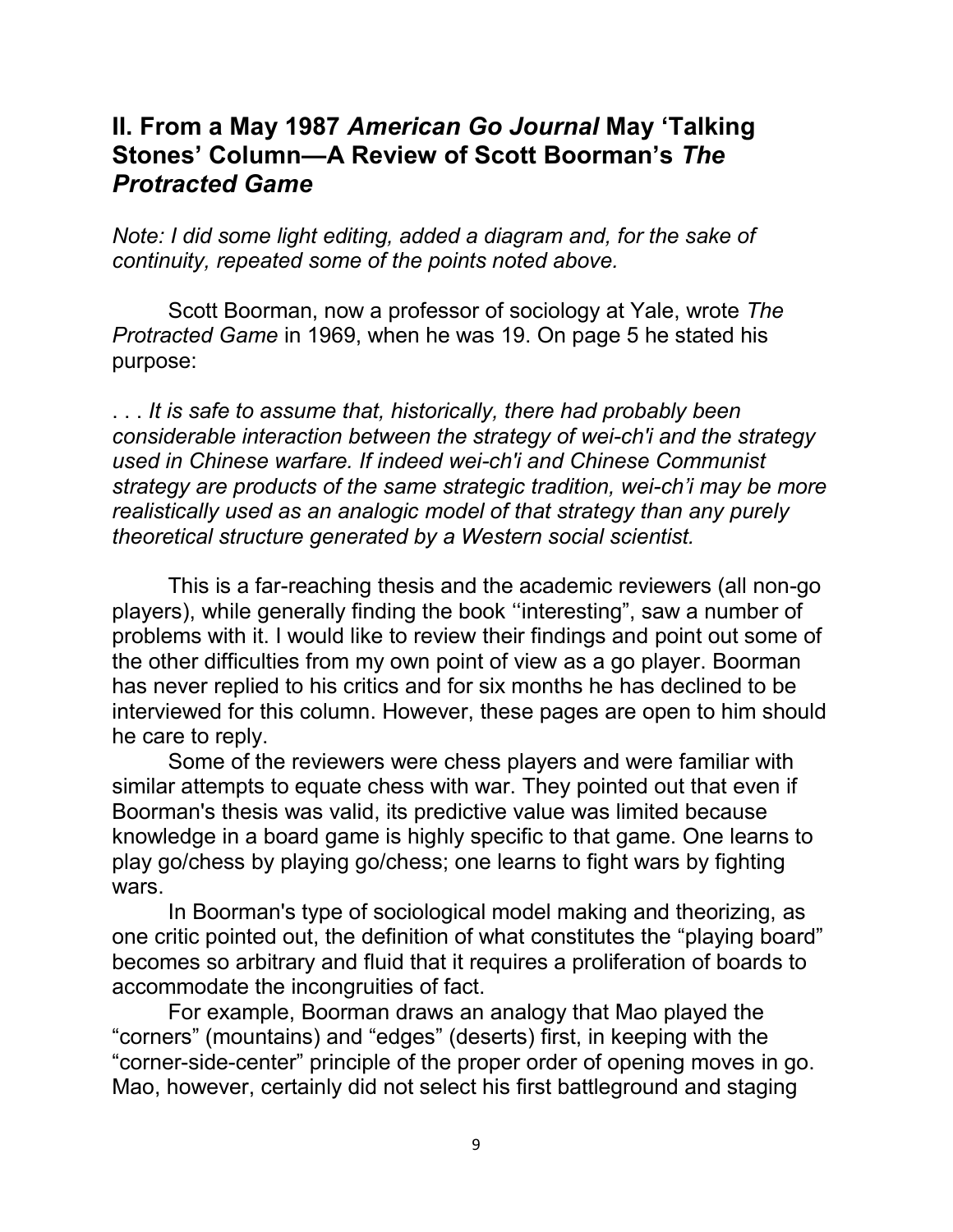## II. From a May 1987 *American Go Journal* May 'Talking Stones' Column—A Review of Scott Boorman's *The Protracted Game*

*Note: I did some light editing, added a diagram and, for the sake of continuity, repeated some of the points noted above.*

Scott Boorman, now a professor of sociology at Yale, wrote *The Protracted Game* in 1969, when he was 19. On page 5 he stated his purpose:

. . . *It is safe to assume that, historically, there had probably been considerable interaction between the strategy of wei-ch'i and the strategy used in Chinese warfare. If indeed wei-ch'i and Chinese Communist strategy are products of the same strategic tradition, wei-ch'i may be more realistically used as an analogic model of that strategy than any purely theoretical structure generated by a Western social scientist.*

This is a far-reaching thesis and the academic reviewers (all non-go players), while generally finding the book ''interesting", saw a number of problems with it. I would like to review their findings and point out some of the other difficulties from my own point of view as a go player. Boorman has never replied to his critics and for six months he has declined to be interviewed for this column. However, these pages are open to him should he care to reply.

Some of the reviewers were chess players and were familiar with similar attempts to equate chess with war. They pointed out that even if Boorman's thesis was valid, its predictive value was limited because knowledge in a board game is highly specific to that game. One learns to play go/chess by playing go/chess; one learns to fight wars by fighting wars.

In Boorman's type of sociological model making and theorizing, as one critic pointed out, the definition of what constitutes the "playing board" becomes so arbitrary and fluid that it requires a proliferation of boards to accommodate the incongruities of fact.

For example, Boorman draws an analogy that Mao played the "corners" (mountains) and "edges" (deserts) first, in keeping with the "corner-side-center" principle of the proper order of opening moves in go. Mao, however, certainly did not select his first battleground and staging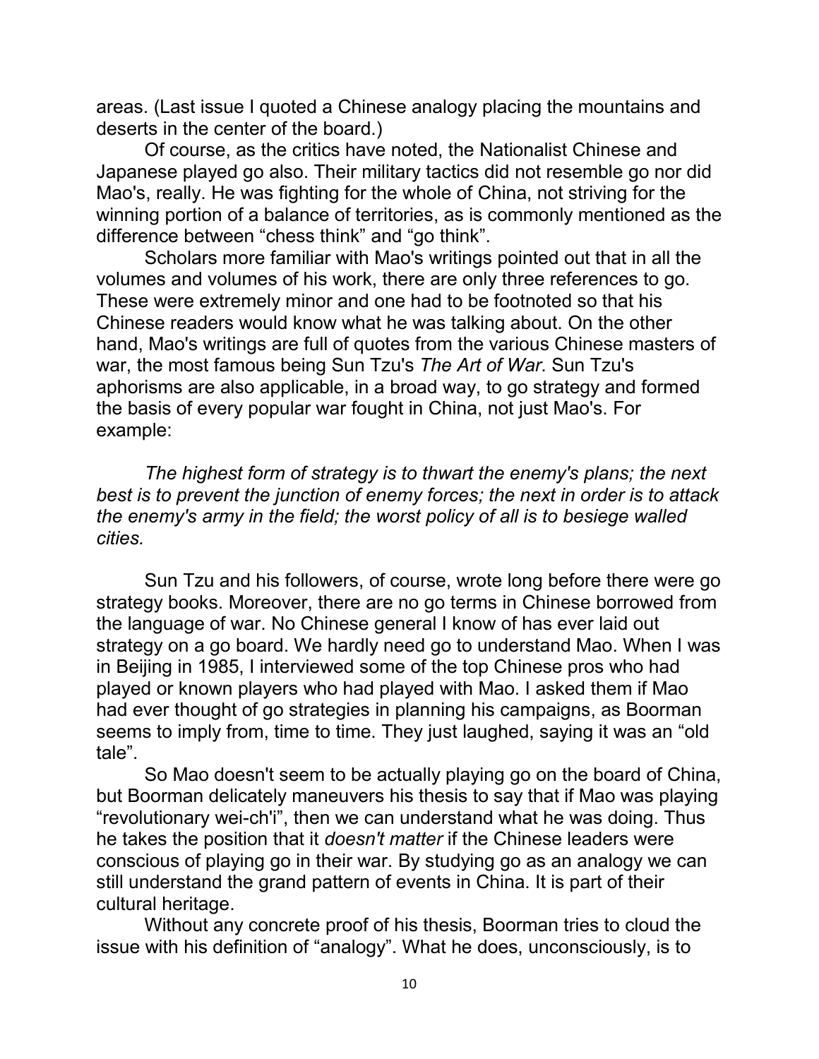areas. (Last issue I quoted a Chinese analogy placing the mountains and deserts in the center of the board.)

Of course, as the critics have noted, the Nationalist Chinese and Japanese played go also. Their military tactics did not resemble go nor did Mao's, really. He was fighting for the whole of China, not striving for the winning portion of a balance of territories, as is commonly mentioned as the difference between "chess think" and "go think".

Scholars more familiar with Mao's writings pointed out that in all the volumes and volumes of his work, there are only three references to go. These were extremely minor and one had to be footnoted so that his Chinese readers would know what he was talking about. On the other hand, Mao's writings are full of quotes from the various Chinese masters of war, the most famous being Sun Tzu's *The Art of War*. Sun Tzu's aphorisms are also applicable, in a broad way, to go strategy and formed the basis of every popular war fought in China, not just Mao's. For example:

*The highest form of strategy is to thwart the enemy's plans; the next best is to prevent the junction of enemy forces; the next in order is to attack the enemy's army in the field; the worst policy of all is to besiege walled cities.*

Sun Tzu and his followers, of course, wrote long before there were go strategy books. Moreover, there are no go terms in Chinese borrowed from the language of war. No Chinese general I know of has ever laid out strategy on a go board. We hardly need go to understand Mao. When I was in Beijing in 1985, I interviewed some of the top Chinese pros who had played or known players who had played with Mao. I asked them if Mao had ever thought of go strategies in planning his campaigns, as Boorman seems to imply from, time to time. They just laughed, saying it was an "old tale".

So Mao doesn't seem to be actually playing go on the board of China, but Boorman delicately maneuvers his thesis to say that if Mao was playing "revolutionary wei-ch'i", then we can understand what he was doing. Thus he takes the position that it *doesn't matter* if the Chinese leaders were conscious of playing go in their war. By studying go as an analogy we can still understand the grand pattern of events in China. It is part of their cultural heritage.

Without any concrete proof of his thesis, Boorman tries to cloud the issue with his definition of "analogy". What he does, unconsciously, is to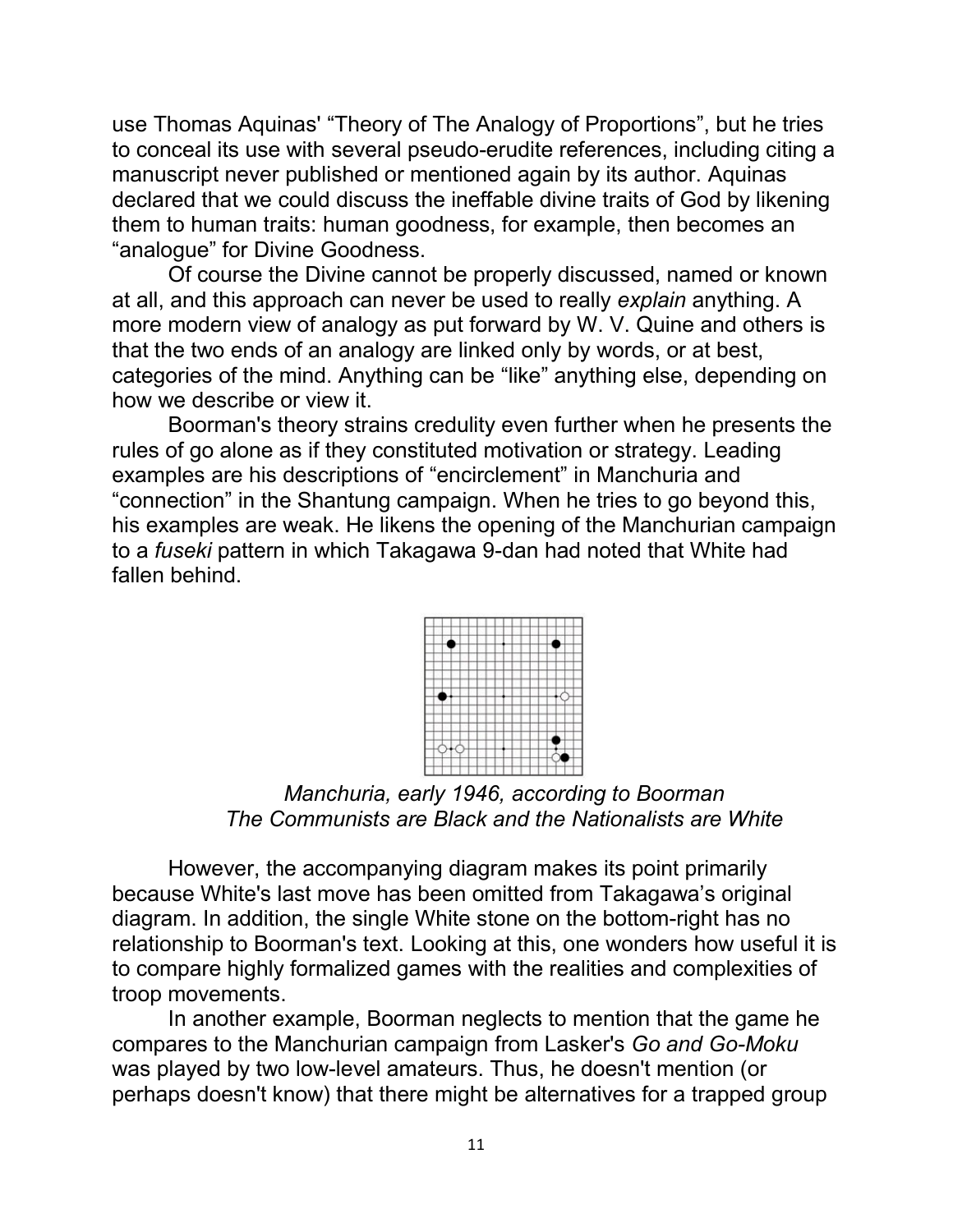use Thomas Aquinas' “Theory of The Analogy of Proportions”, but he tries to conceal its use with several pseudo-erudite references, including citing a manuscript never published or mentioned again by its author. Aquinas declared that we could discuss the ineffable divine traits of God by likening them to human traits: human goodness, for example, then becomes an “analogue” for Divine Goodness.

Of course the Divine cannot be properly discussed, named or known at all, and this approach can never be used to really *explain* anything. A more modern view of analogy as put forward by W. V. Quine and others is that the two ends of an analogy are linked only by words, or at best, categories of the mind. Anything can be “like” anything else, depending on how we describe or view it.

Boorman's theory strains credulity even further when he presents the rules of go alone as if they constituted motivation or strategy. Leading examples are his descriptions of “encirclement” in Manchuria and “connection” in the Shantung campaign. When he tries to go beyond this, his examples are weak. He likens the opening of the Manchurian campaign to a *fuseki* pattern in which Takagawa 9-dan had noted that White had fallen behind.

*Manchuria, early 1946, according to Boorman*
*The Communists are Black and the Nationalists are White*

However, the accompanying diagram makes its point primarily because White's last move has been omitted from Takagawa’s original diagram. In addition, the single White stone on the bottom-right has no relationship to Boorman's text. Looking at this, one wonders how useful it is to compare highly formalized games with the realities and complexities of troop movements.

In another example, Boorman neglects to mention that the game he compares to the Manchurian campaign from Lasker's *Go and Go-Moku* was played by two low-level amateurs. Thus, he doesn't mention (or perhaps doesn't know) that there might be alternatives for a trapped group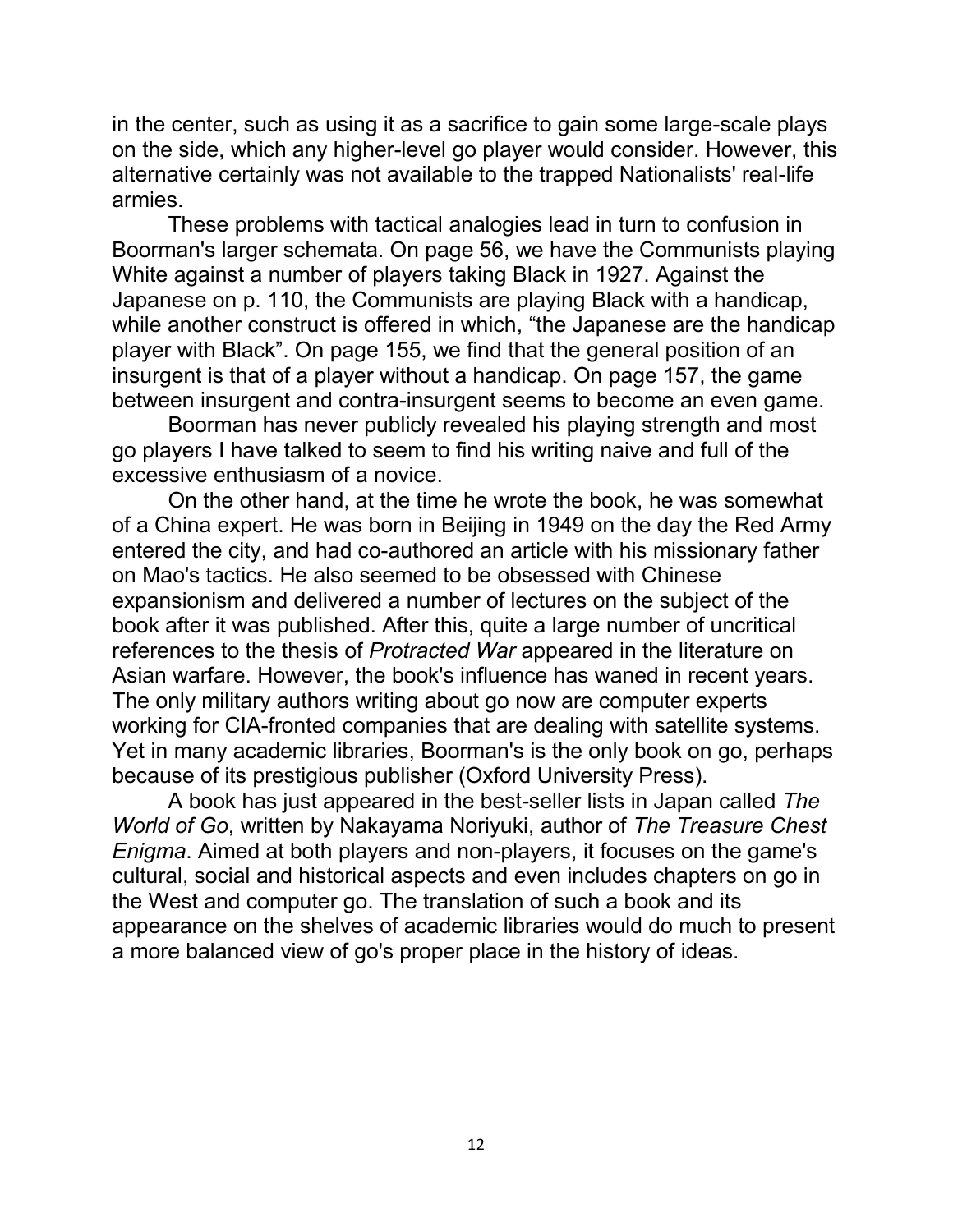in the center, such as using it as a sacrifice to gain some large-scale plays on the side, which any higher-level go player would consider. However, this alternative certainly was not available to the trapped Nationalists' real-life armies.

These problems with tactical analogies lead in turn to confusion in Boorman's larger schemata. On page 56, we have the Communists playing White against a number of players taking Black in 1927. Against the Japanese on p. 110, the Communists are playing Black with a handicap, while another construct is offered in which, "the Japanese are the handicap player with Black". On page 155, we find that the general position of an insurgent is that of a player without a handicap. On page 157, the game between insurgent and contra-insurgent seems to become an even game.

Boorman has never publicly revealed his playing strength and most go players I have talked to seem to find his writing naive and full of the excessive enthusiasm of a novice.

On the other hand, at the time he wrote the book, he was somewhat of a China expert. He was born in Beijing in 1949 on the day the Red Army entered the city, and had co-authored an article with his missionary father on Mao's tactics. He also seemed to be obsessed with Chinese expansionism and delivered a number of lectures on the subject of the book after it was published. After this, quite a large number of uncritical references to the thesis of *Protracted War* appeared in the literature on Asian warfare. However, the book's influence has waned in recent years. The only military authors writing about go now are computer experts working for CIA-fronted companies that are dealing with satellite systems. Yet in many academic libraries, Boorman's is the only book on go, perhaps because of its prestigious publisher (Oxford University Press).

A book has just appeared in the best-seller lists in Japan called *The World of Go*, written by Nakayama Noriyuki, author of *The Treasure Chest Enigma*. Aimed at both players and non-players, it focuses on the game's cultural, social and historical aspects and even includes chapters on go in the West and computer go. The translation of such a book and its appearance on the shelves of academic libraries would do much to present a more balanced view of go's proper place in the history of ideas.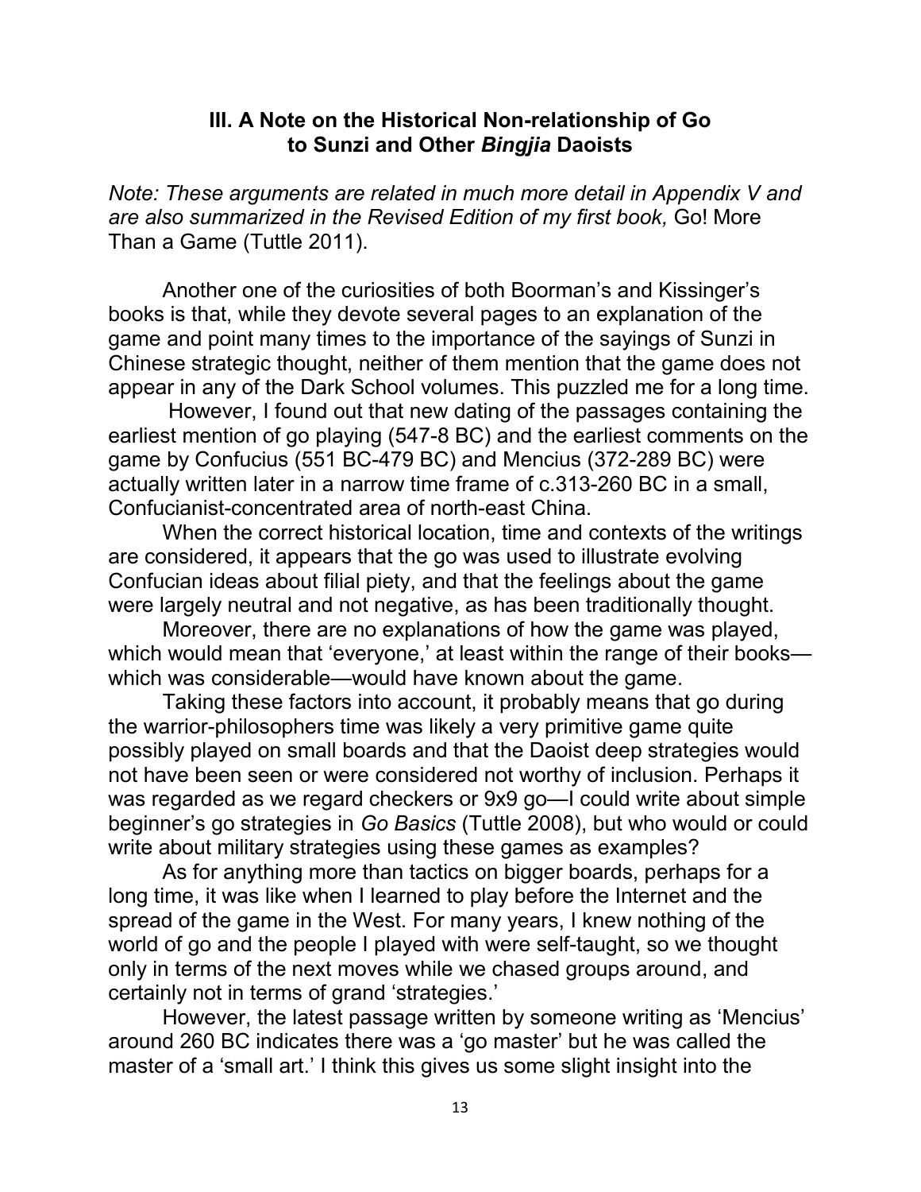## III. A Note on the Historical Non-relationship of Go to Sunzi and Other *Bingjia* Daoists

*Note: These arguments are related in much more detail in Appendix V and are also summarized in the Revised Edition of my first book,* Go! More Than a Game (Tuttle 2011).

Another one of the curiosities of both Boorman's and Kissinger's books is that, while they devote several pages to an explanation of the game and point many times to the importance of the sayings of Sunzi in Chinese strategic thought, neither of them mention that the game does not appear in any of the Dark School volumes. This puzzled me for a long time.

However, I found out that new dating of the passages containing the earliest mention of go playing (547-8 BC) and the earliest comments on the game by Confucius (551 BC-479 BC) and Mencius (372-289 BC) were actually written later in a narrow time frame of c.313-260 BC in a small, Confucianist-concentrated area of north-east China.

When the correct historical location, time and contexts of the writings are considered, it appears that the go was used to illustrate evolving Confucian ideas about filial piety, and that the feelings about the game were largely neutral and not negative, as has been traditionally thought.

Moreover, there are no explanations of how the game was played, which would mean that 'everyone,' at least within the range of their books—which was considerable—would have known about the game.

Taking these factors into account, it probably means that go during the warrior-philosophers time was likely a very primitive game quite possibly played on small boards and that the Daoist deep strategies would not have been seen or were considered not worthy of inclusion. Perhaps it was regarded as we regard checkers or 9x9 go—I could write about simple beginner's go strategies in *Go Basics* (Tuttle 2008), but who would or could write about military strategies using these games as examples?

As for anything more than tactics on bigger boards, perhaps for a long time, it was like when I learned to play before the Internet and the spread of the game in the West. For many years, I knew nothing of the world of go and the people I played with were self-taught, so we thought only in terms of the next moves while we chased groups around, and certainly not in terms of grand 'strategies.'

However, the latest passage written by someone writing as 'Mencius' around 260 BC indicates there was a 'go master' but he was called the master of a 'small art.' I think this gives us some slight insight into the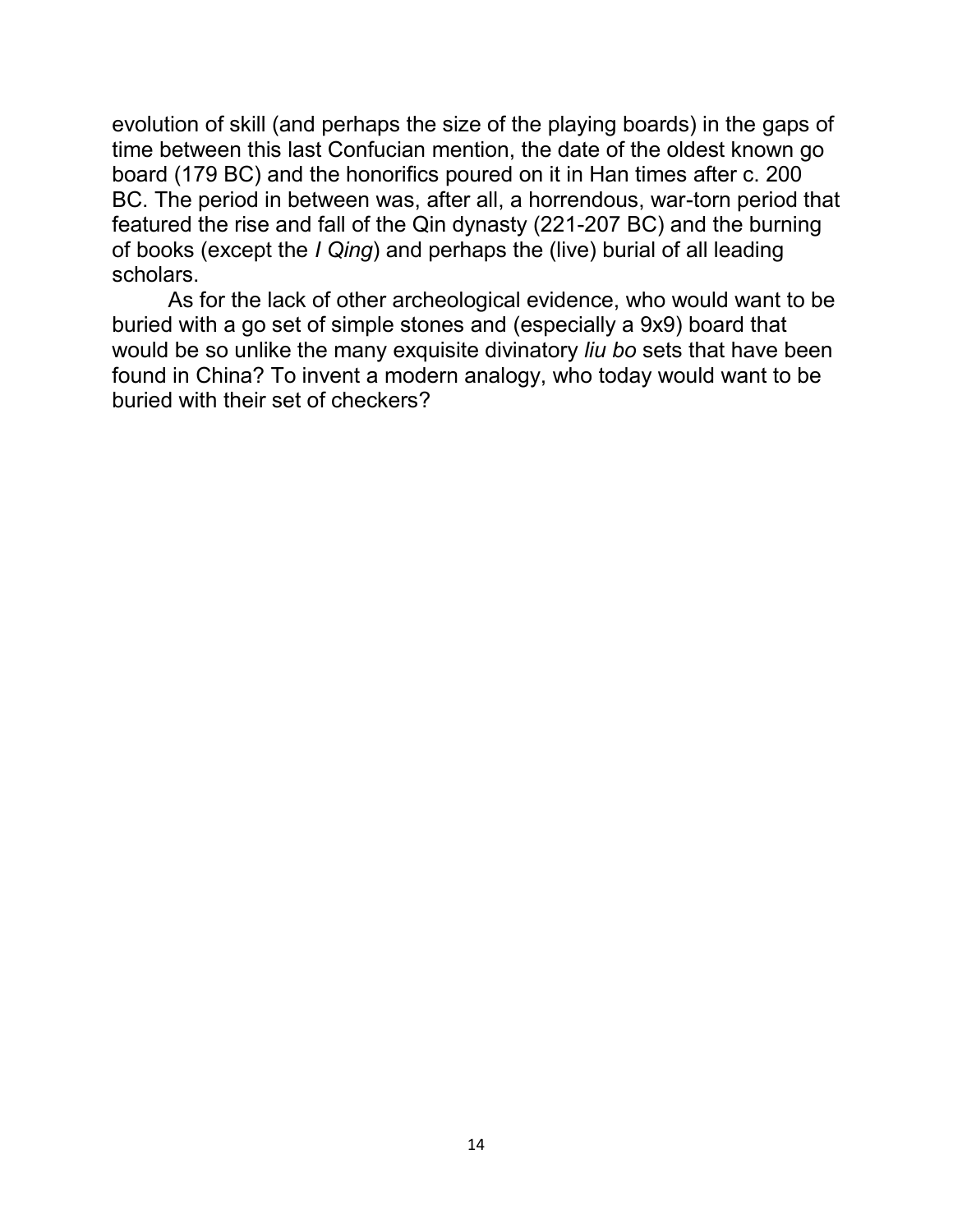evolution of skill (and perhaps the size of the playing boards) in the gaps of time between this last Confucian mention, the date of the oldest known go board (179 BC) and the honorifics poured on it in Han times after c. 200 BC. The period in between was, after all, a horrendous, war-torn period that featured the rise and fall of the Qin dynasty (221-207 BC) and the burning of books (except the *I Qing*) and perhaps the (live) burial of all leading scholars.

As for the lack of other archeological evidence, who would want to be buried with a go set of simple stones and (especially a 9x9) board that would be so unlike the many exquisite divinatory *liu bo* sets that have been found in China? To invent a modern analogy, who today would want to be buried with their set of checkers?